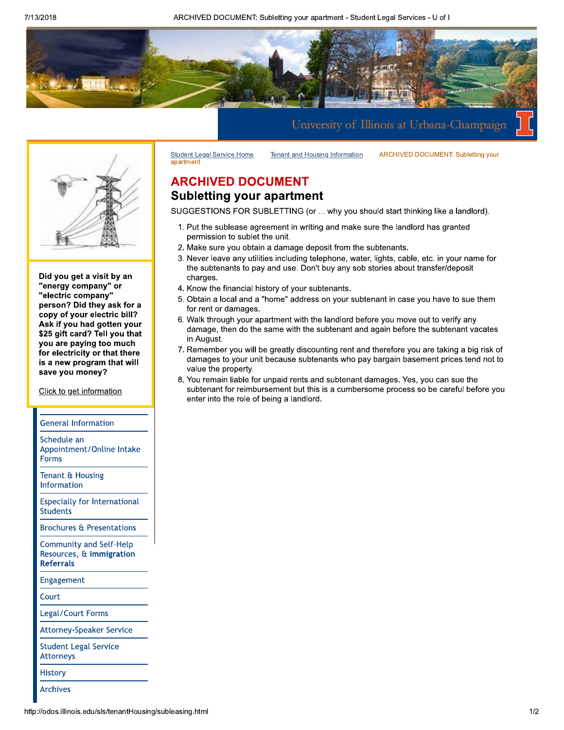Student Legal Service Home | Tenant and Housing Information | ARCHIVED DOCUMENT: Subletting your apartment

# ARCHIVED DOCUMENT

## Subletting your apartment

SUGGESTIONS FOR SUBLETTING (or ... why you should start thinking like a landlord).

1. Put the sublease agreement in writing and make sure the landlord has granted permission to sublet the unit.
2. Make sure you obtain a damage deposit from the subtenants.
3. Never leave any utilities including telephone, water, lights, cable, etc. in your name for the subtenants to pay and use. Don't buy any sob stories about transfer/deposit charges.
4. Know the financial history of your subtenants.
5. Obtain a local and a "home" address on your subtenant in case you have to sue them for rent or damages.
6. Walk through your apartment with the landlord before you move out to verify any damage, then do the same with the subtenant and again before the subtenant vacates in August.
7. Remember you will be greatly discounting rent and therefore you are taking a big risk of damages to your unit because subtenants who pay bargain basement prices tend not to value the property.
8. You remain liable for unpaid rents and subtenant damages. Yes, you can sue the subtenant for reimbursement but this is a cumbersome process so be careful before you enter into the role of being a landlord.

**Did you get a visit by an "energy company" or "electric company" person? Did they ask for a copy of your electric bill? Ask if you had gotten your $25 gift card? Tell you that you are paying too much for electricity or that there is a new program that will save you money?**

Click to get information

- General Information
- Schedule an Appointment/Online Intake Forms
- Tenant & Housing Information
- Especially for International Students
- Brochures & Presentations
- Community and Self-Help Resources, & **Immigration Referrals**
- Engagement
- Court
- Legal/Court Forms
- Attorney-Speaker Service
- Student Legal Service Attorneys
- History
- Archives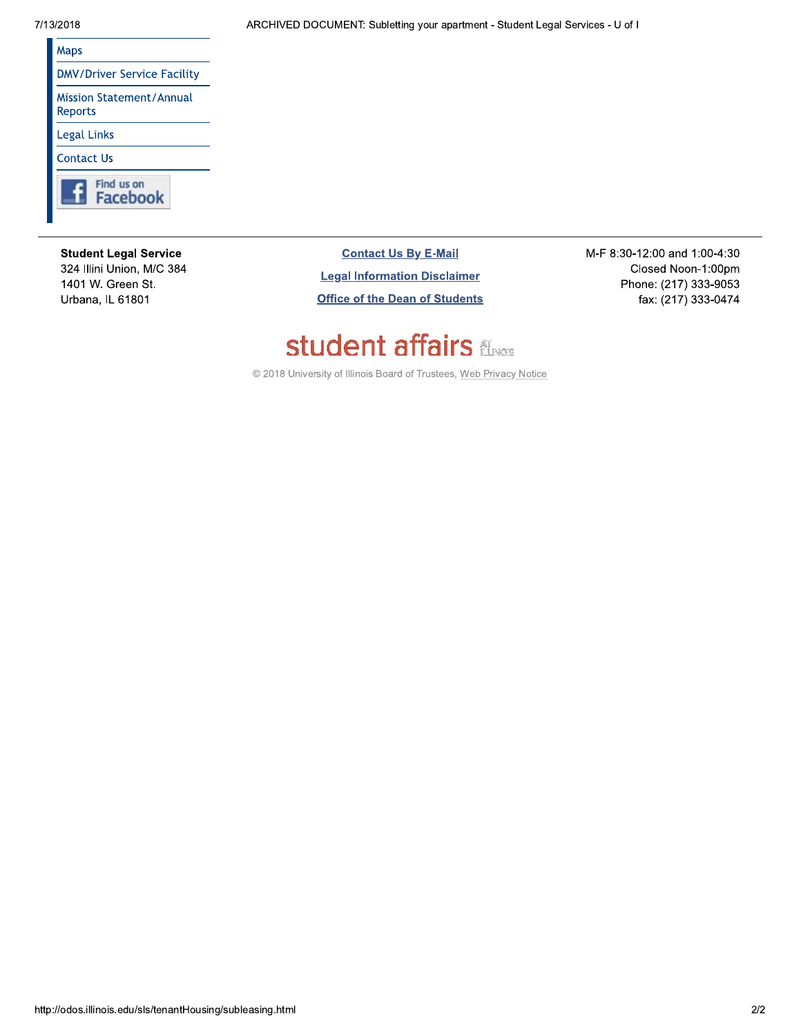- Maps
- DMV/Driver Service Facility
- Mission Statement/Annual Reports
- Legal Links
- Contact Us

Find us on Facebook

---

**Student Legal Service**
324 Illini Union, M/C 384
1401 W. Green St.
Urbana, IL 61801

Contact Us By E-Mail

Legal Information Disclaimer

Office of the Dean of Students

M-F 8:30-12:00 and 1:00-4:30
Closed Noon-1:00pm
Phone: (217) 333-9053
fax: (217) 333-0474

student affairs AT ILLINOIS

© 2018 University of Illinois Board of Trustees, Web Privacy Notice